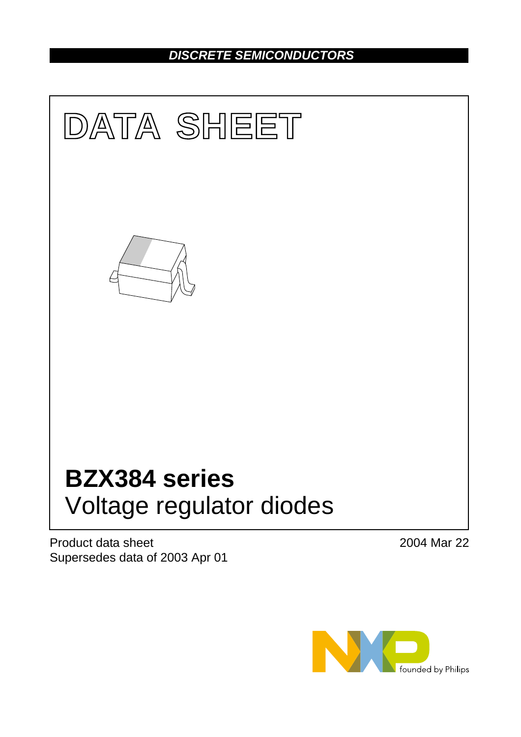DISCRETE SEMICONDUCTORS

# DATA SHEET

# BZX384 series
## Voltage regulator diodes

Product data sheet
Supersedes data of 2003 Apr 01

2004 Mar 22

founded by Philips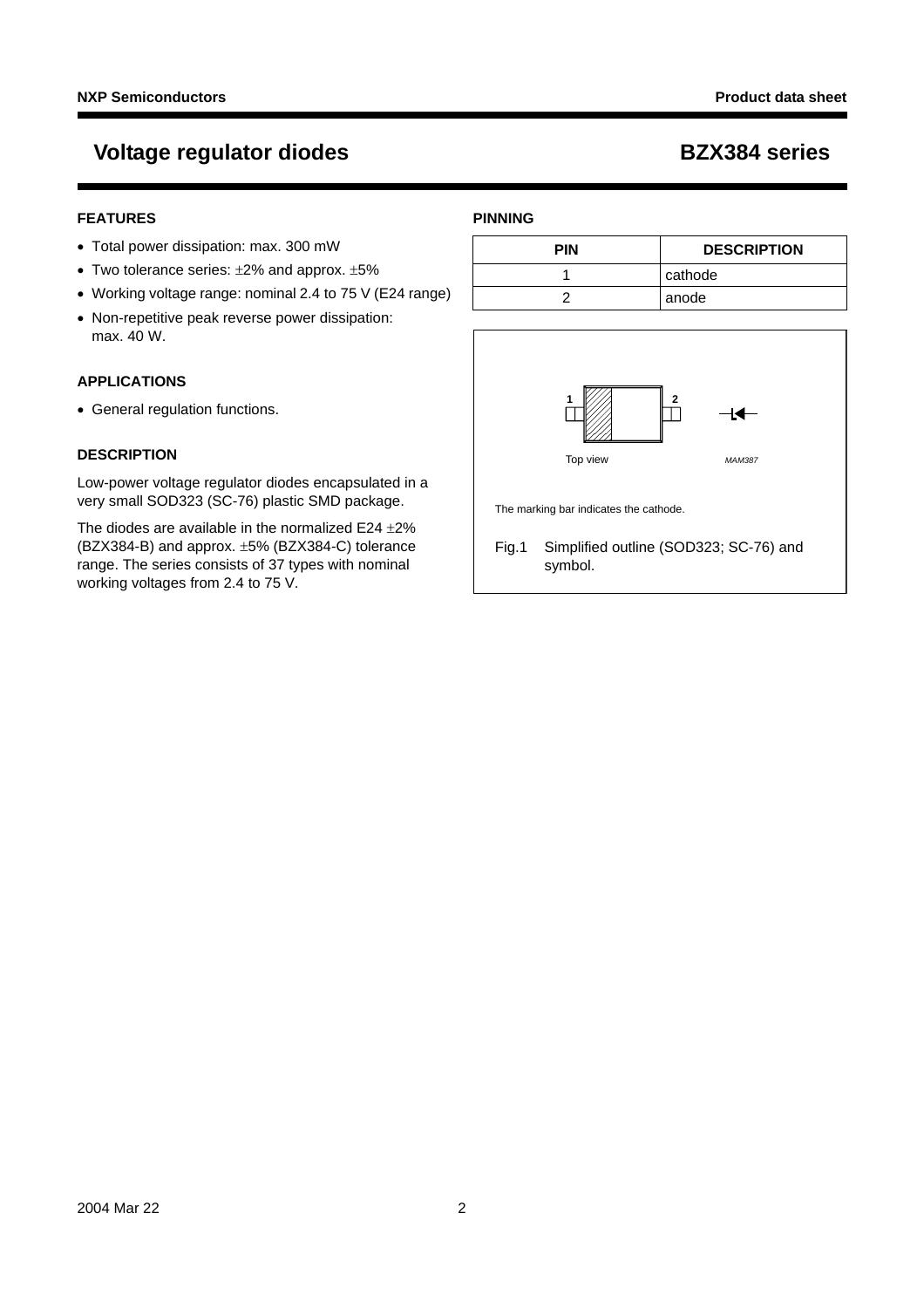# Voltage regulator diodes — BZX384 series

## FEATURES

- Total power dissipation: max. 300 mW
- Two tolerance series: ±2% and approx. ±5%
- Working voltage range: nominal 2.4 to 75 V (E24 range)
- Non-repetitive peak reverse power dissipation: max. 40 W.

## APPLICATIONS

- General regulation functions.

## DESCRIPTION

Low-power voltage regulator diodes encapsulated in a very small SOD323 (SC-76) plastic SMD package.

The diodes are available in the normalized E24 ±2% (BZX384-B) and approx. ±5% (BZX384-C) tolerance range. The series consists of 37 types with nominal working voltages from 2.4 to 75 V.

## PINNING

| PIN | DESCRIPTION |
|---|---|
| 1 | cathode |
| 2 | anode |

Top view

MAM387

The marking bar indicates the cathode.

Fig.1 Simplified outline (SOD323; SC-76) and symbol.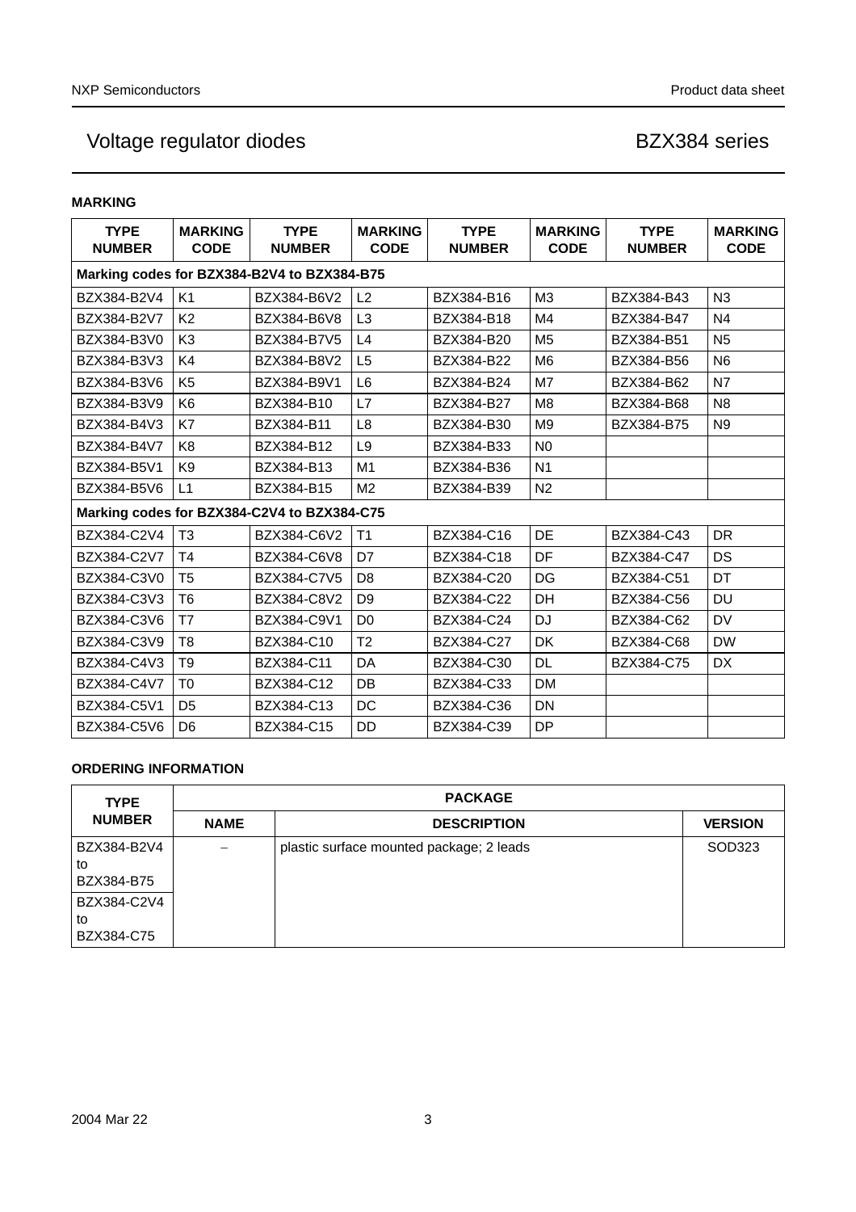## MARKING

| TYPE NUMBER | MARKING CODE | TYPE NUMBER | MARKING CODE | TYPE NUMBER | MARKING CODE | TYPE NUMBER | MARKING CODE |
|---|---|---|---|---|---|---|---|
| **Marking codes for BZX384-B2V4 to BZX384-B75** | | | | | | | |
| BZX384-B2V4 | K1 | BZX384-B6V2 | L2 | BZX384-B16 | M3 | BZX384-B43 | N3 |
| BZX384-B2V7 | K2 | BZX384-B6V8 | L3 | BZX384-B18 | M4 | BZX384-B47 | N4 |
| BZX384-B3V0 | K3 | BZX384-B7V5 | L4 | BZX384-B20 | M5 | BZX384-B51 | N5 |
| BZX384-B3V3 | K4 | BZX384-B8V2 | L5 | BZX384-B22 | M6 | BZX384-B56 | N6 |
| BZX384-B3V6 | K5 | BZX384-B9V1 | L6 | BZX384-B24 | M7 | BZX384-B62 | N7 |
| BZX384-B3V9 | K6 | BZX384-B10 | L7 | BZX384-B27 | M8 | BZX384-B68 | N8 |
| BZX384-B4V3 | K7 | BZX384-B11 | L8 | BZX384-B30 | M9 | BZX384-B75 | N9 |
| BZX384-B4V7 | K8 | BZX384-B12 | L9 | BZX384-B33 | N0 | | |
| BZX384-B5V1 | K9 | BZX384-B13 | M1 | BZX384-B36 | N1 | | |
| BZX384-B5V6 | L1 | BZX384-B15 | M2 | BZX384-B39 | N2 | | |
| **Marking codes for BZX384-C2V4 to BZX384-C75** | | | | | | | |
| BZX384-C2V4 | T3 | BZX384-C6V2 | T1 | BZX384-C16 | DE | BZX384-C43 | DR |
| BZX384-C2V7 | T4 | BZX384-C6V8 | D7 | BZX384-C18 | DF | BZX384-C47 | DS |
| BZX384-C3V0 | T5 | BZX384-C7V5 | D8 | BZX384-C20 | DG | BZX384-C51 | DT |
| BZX384-C3V3 | T6 | BZX384-C8V2 | D9 | BZX384-C22 | DH | BZX384-C56 | DU |
| BZX384-C3V6 | T7 | BZX384-C9V1 | D0 | BZX384-C24 | DJ | BZX384-C62 | DV |
| BZX384-C3V9 | T8 | BZX384-C10 | T2 | BZX384-C27 | DK | BZX384-C68 | DW |
| BZX384-C4V3 | T9 | BZX384-C11 | DA | BZX384-C30 | DL | BZX384-C75 | DX |
| BZX384-C4V7 | T0 | BZX384-C12 | DB | BZX384-C33 | DM | | |
| BZX384-C5V1 | D5 | BZX384-C13 | DC | BZX384-C36 | DN | | |
| BZX384-C5V6 | D6 | BZX384-C15 | DD | BZX384-C39 | DP | | |

## ORDERING INFORMATION

| TYPE NUMBER | PACKAGE | | |
|---|---|---|---|
| | NAME | DESCRIPTION | VERSION |
| BZX384-B2V4 to BZX384-B75 | – | plastic surface mounted package; 2 leads | SOD323 |
| BZX384-C2V4 to BZX384-C75 | | | |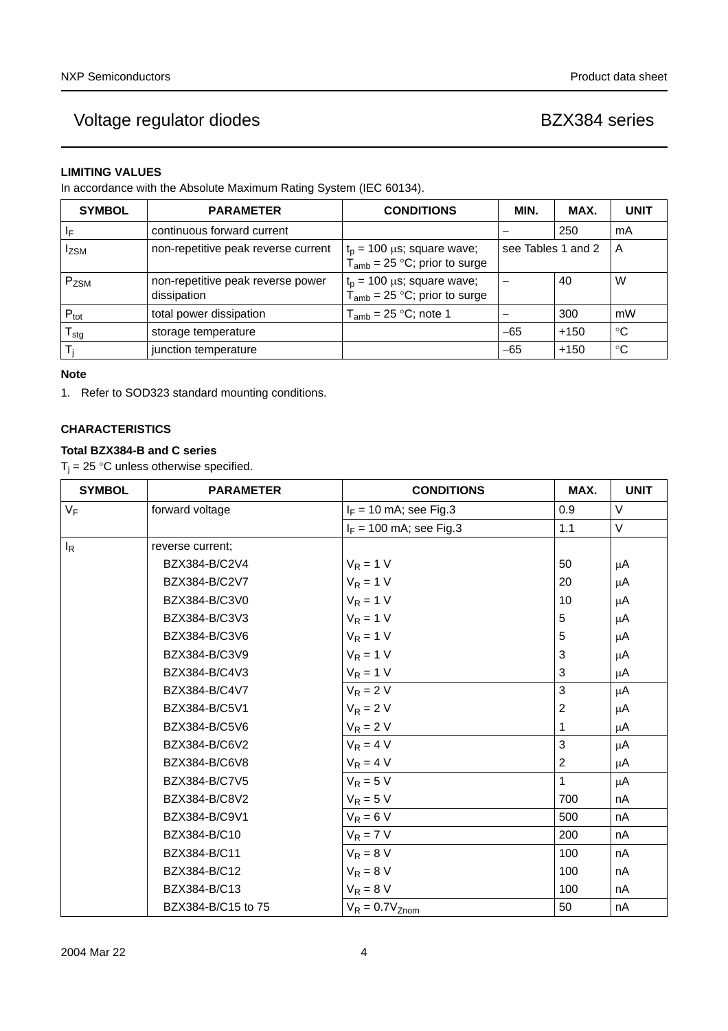## LIMITING VALUES

In accordance with the Absolute Maximum Rating System (IEC 60134).

| SYMBOL | PARAMETER | CONDITIONS | MIN. | MAX. | UNIT |
|---|---|---|---|---|---|
| $I_F$ | continuous forward current | | – | 250 | mA |
| $I_{ZSM}$ | non-repetitive peak reverse current | $t_p$ = 100 μs; square wave; $T_{amb}$ = 25 °C; prior to surge | see Tables 1 and 2 | | A |
| $P_{ZSM}$ | non-repetitive peak reverse power dissipation | $t_p$ = 100 μs; square wave; $T_{amb}$ = 25 °C; prior to surge | – | 40 | W |
| $P_{tot}$ | total power dissipation | $T_{amb}$ = 25 °C; note 1 | – | 300 | mW |
| $T_{stg}$ | storage temperature | | −65 | +150 | °C |
| $T_j$ | junction temperature | | −65 | +150 | °C |

### Note

1. Refer to SOD323 standard mounting conditions.

## CHARACTERISTICS

### Total BZX384-B and C series

$T_j$ = 25 °C unless otherwise specified.

| SYMBOL | PARAMETER | CONDITIONS | MAX. | UNIT |
|---|---|---|---|---|
| $V_F$ | forward voltage | $I_F$ = 10 mA; see Fig.3 | 0.9 | V |
| | | $I_F$ = 100 mA; see Fig.3 | 1.1 | V |
| $I_R$ | reverse current; | | | |
| | BZX384-B/C2V4 | $V_R$ = 1 V | 50 | μA |
| | BZX384-B/C2V7 | $V_R$ = 1 V | 20 | μA |
| | BZX384-B/C3V0 | $V_R$ = 1 V | 10 | μA |
| | BZX384-B/C3V3 | $V_R$ = 1 V | 5 | μA |
| | BZX384-B/C3V6 | $V_R$ = 1 V | 5 | μA |
| | BZX384-B/C3V9 | $V_R$ = 1 V | 3 | μA |
| | BZX384-B/C4V3 | $V_R$ = 1 V | 3 | μA |
| | BZX384-B/C4V7 | $V_R$ = 2 V | 3 | μA |
| | BZX384-B/C5V1 | $V_R$ = 2 V | 2 | μA |
| | BZX384-B/C5V6 | $V_R$ = 2 V | 1 | μA |
| | BZX384-B/C6V2 | $V_R$ = 4 V | 3 | μA |
| | BZX384-B/C6V8 | $V_R$ = 4 V | 2 | μA |
| | BZX384-B/C7V5 | $V_R$ = 5 V | 1 | μA |
| | BZX384-B/C8V2 | $V_R$ = 5 V | 700 | nA |
| | BZX384-B/C9V1 | $V_R$ = 6 V | 500 | nA |
| | BZX384-B/C10 | $V_R$ = 7 V | 200 | nA |
| | BZX384-B/C11 | $V_R$ = 8 V | 100 | nA |
| | BZX384-B/C12 | $V_R$ = 8 V | 100 | nA |
| | BZX384-B/C13 | $V_R$ = 8 V | 100 | nA |
| | BZX384-B/C15 to 75 | $V_R$ = 0.7$V_{Znom}$ | 50 | nA |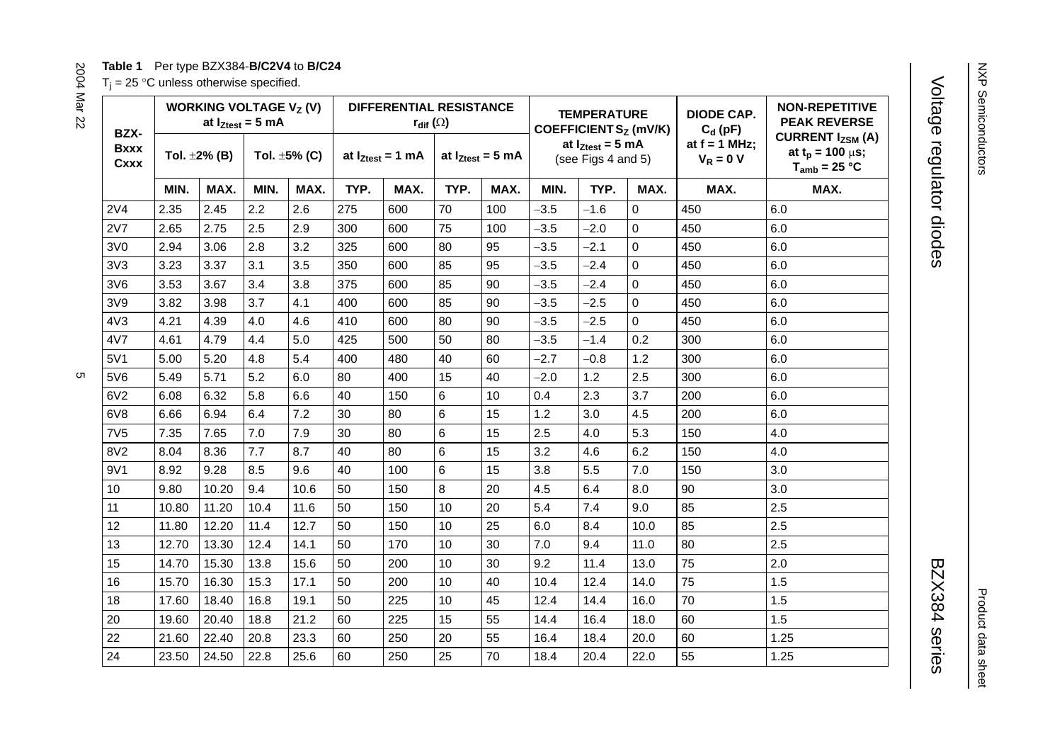**Table 1** Per type BZX384-**B/C2V4** to **B/C24**

$T_j$ = 25 °C unless otherwise specified.

| BZX-Bxxx Cxxx | WORKING VOLTAGE $V_Z$ (V) at $I_{Ztest}$ = 5 mA | | | | DIFFERENTIAL RESISTANCE $r_{dif}$ (Ω) | | | | TEMPERATURE COEFFICIENT $S_Z$ (mV/K) at $I_{Ztest}$ = 5 mA (see Figs 4 and 5) | | | DIODE CAP. $C_d$ (pF) at f = 1 MHz; $V_R$ = 0 V | NON-REPETITIVE PEAK REVERSE CURRENT $I_{ZSM}$ (A) at $t_p$ = 100 μs; $T_{amb}$ = 25 °C |
|---|---|---|---|---|---|---|---|---|---|---|---|---|---|
| | Tol. ±2% (B) | | Tol. ±5% (C) | | at $I_{Ztest}$ = 1 mA | | at $I_{Ztest}$ = 5 mA | | | | | | |
| | MIN. | MAX. | MIN. | MAX. | TYP. | MAX. | TYP. | MAX. | MIN. | TYP. | MAX. | MAX. | MAX. |
| 2V4 | 2.35 | 2.45 | 2.2 | 2.6 | 275 | 600 | 70 | 100 | −3.5 | −1.6 | 0 | 450 | 6.0 |
| 2V7 | 2.65 | 2.75 | 2.5 | 2.9 | 300 | 600 | 75 | 100 | −3.5 | −2.0 | 0 | 450 | 6.0 |
| 3V0 | 2.94 | 3.06 | 2.8 | 3.2 | 325 | 600 | 80 | 95 | −3.5 | −2.1 | 0 | 450 | 6.0 |
| 3V3 | 3.23 | 3.37 | 3.1 | 3.5 | 350 | 600 | 85 | 95 | −3.5 | −2.4 | 0 | 450 | 6.0 |
| 3V6 | 3.53 | 3.67 | 3.4 | 3.8 | 375 | 600 | 85 | 90 | −3.5 | −2.4 | 0 | 450 | 6.0 |
| 3V9 | 3.82 | 3.98 | 3.7 | 4.1 | 400 | 600 | 85 | 90 | −3.5 | −2.5 | 0 | 450 | 6.0 |
| 4V3 | 4.21 | 4.39 | 4.0 | 4.6 | 410 | 600 | 80 | 90 | −3.5 | −2.5 | 0 | 450 | 6.0 |
| 4V7 | 4.61 | 4.79 | 4.4 | 5.0 | 425 | 500 | 50 | 80 | −3.5 | −1.4 | 0.2 | 300 | 6.0 |
| 5V1 | 5.00 | 5.20 | 4.8 | 5.4 | 400 | 480 | 40 | 60 | −2.7 | −0.8 | 1.2 | 300 | 6.0 |
| 5V6 | 5.49 | 5.71 | 5.2 | 6.0 | 80 | 400 | 15 | 40 | −2.0 | 1.2 | 2.5 | 300 | 6.0 |
| 6V2 | 6.08 | 6.32 | 5.8 | 6.6 | 40 | 150 | 6 | 10 | 0.4 | 2.3 | 3.7 | 200 | 6.0 |
| 6V8 | 6.66 | 6.94 | 6.4 | 7.2 | 30 | 80 | 6 | 15 | 1.2 | 3.0 | 4.5 | 200 | 6.0 |
| 7V5 | 7.35 | 7.65 | 7.0 | 7.9 | 30 | 80 | 6 | 15 | 2.5 | 4.0 | 5.3 | 150 | 4.0 |
| 8V2 | 8.04 | 8.36 | 7.7 | 8.7 | 40 | 80 | 6 | 15 | 3.2 | 4.6 | 6.2 | 150 | 4.0 |
| 9V1 | 8.92 | 9.28 | 8.5 | 9.6 | 40 | 100 | 6 | 15 | 3.8 | 5.5 | 7.0 | 150 | 3.0 |
| 10 | 9.80 | 10.20 | 9.4 | 10.6 | 50 | 150 | 8 | 20 | 4.5 | 6.4 | 8.0 | 90 | 3.0 |
| 11 | 10.80 | 11.20 | 10.4 | 11.6 | 50 | 150 | 10 | 20 | 5.4 | 7.4 | 9.0 | 85 | 2.5 |
| 12 | 11.80 | 12.20 | 11.4 | 12.7 | 50 | 150 | 10 | 25 | 6.0 | 8.4 | 10.0 | 85 | 2.5 |
| 13 | 12.70 | 13.30 | 12.4 | 14.1 | 50 | 170 | 10 | 30 | 7.0 | 9.4 | 11.0 | 80 | 2.5 |
| 15 | 14.70 | 15.30 | 13.8 | 15.6 | 50 | 200 | 10 | 30 | 9.2 | 11.4 | 13.0 | 75 | 2.0 |
| 16 | 15.70 | 16.30 | 15.3 | 17.1 | 50 | 200 | 10 | 40 | 10.4 | 12.4 | 14.0 | 75 | 1.5 |
| 18 | 17.60 | 18.40 | 16.8 | 19.1 | 50 | 225 | 10 | 45 | 12.4 | 14.4 | 16.0 | 70 | 1.5 |
| 20 | 19.60 | 20.40 | 18.8 | 21.2 | 60 | 225 | 15 | 55 | 14.4 | 16.4 | 18.0 | 60 | 1.5 |
| 22 | 21.60 | 22.40 | 20.8 | 23.3 | 60 | 250 | 20 | 55 | 16.4 | 18.4 | 20.0 | 60 | 1.25 |
| 24 | 23.50 | 24.50 | 22.8 | 25.6 | 60 | 250 | 25 | 70 | 18.4 | 20.4 | 22.0 | 55 | 1.25 |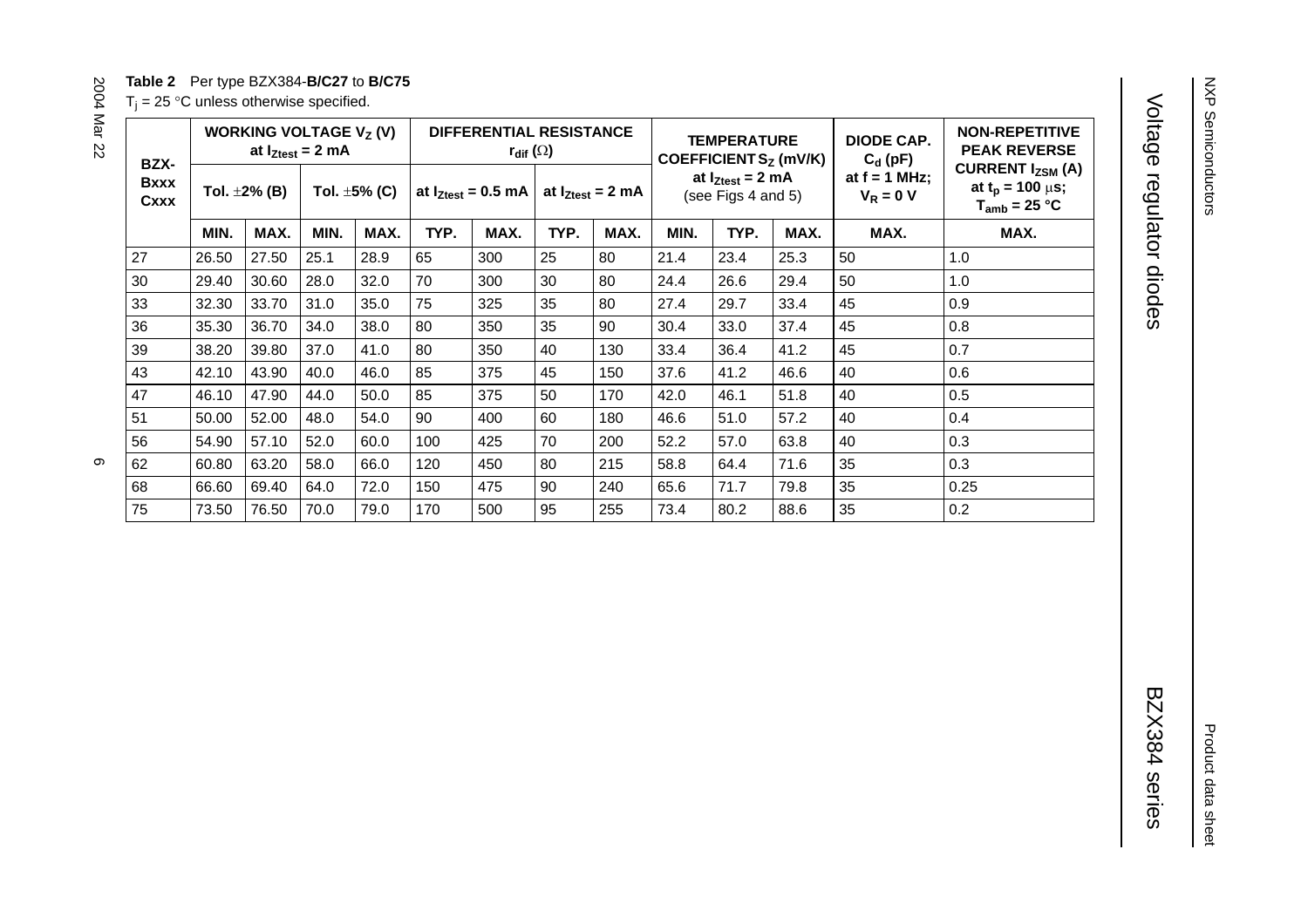**Table 2** Per type BZX384-**B/C27** to **B/C75**

$T_j$ = 25 °C unless otherwise specified.

| BZX-Bxxx Cxxx | WORKING VOLTAGE $V_Z$ (V) at $I_{Ztest}$ = 2 mA | | | | DIFFERENTIAL RESISTANCE $r_{dif}$ (Ω) | | | | TEMPERATURE COEFFICIENT $S_Z$ (mV/K) at $I_{Ztest}$ = 2 mA (see Figs 4 and 5) | | | DIODE CAP. $C_d$ (pF) at f = 1 MHz; $V_R$ = 0 V | NON-REPETITIVE PEAK REVERSE CURRENT $I_{ZSM}$ (A) at $t_p$ = 100 µs; $T_{amb}$ = 25 °C |
|---|---|---|---|---|---|---|---|---|---|---|---|---|---|
| | Tol. ±2% (B) | | Tol. ±5% (C) | | at $I_{Ztest}$ = 0.5 mA | | at $I_{Ztest}$ = 2 mA | | | | | | |
| | MIN. | MAX. | MIN. | MAX. | TYP. | MAX. | TYP. | MAX. | MIN. | TYP. | MAX. | MAX. | MAX. |
| 27 | 26.50 | 27.50 | 25.1 | 28.9 | 65 | 300 | 25 | 80 | 21.4 | 23.4 | 25.3 | 50 | 1.0 |
| 30 | 29.40 | 30.60 | 28.0 | 32.0 | 70 | 300 | 30 | 80 | 24.4 | 26.6 | 29.4 | 50 | 1.0 |
| 33 | 32.30 | 33.70 | 31.0 | 35.0 | 75 | 325 | 35 | 80 | 27.4 | 29.7 | 33.4 | 45 | 0.9 |
| 36 | 35.30 | 36.70 | 34.0 | 38.0 | 80 | 350 | 35 | 90 | 30.4 | 33.0 | 37.4 | 45 | 0.8 |
| 39 | 38.20 | 39.80 | 37.0 | 41.0 | 80 | 350 | 40 | 130 | 33.4 | 36.4 | 41.2 | 45 | 0.7 |
| 43 | 42.10 | 43.90 | 40.0 | 46.0 | 85 | 375 | 45 | 150 | 37.6 | 41.2 | 46.6 | 40 | 0.6 |
| 47 | 46.10 | 47.90 | 44.0 | 50.0 | 85 | 375 | 50 | 170 | 42.0 | 46.1 | 51.8 | 40 | 0.5 |
| 51 | 50.00 | 52.00 | 48.0 | 54.0 | 90 | 400 | 60 | 180 | 46.6 | 51.0 | 57.2 | 40 | 0.4 |
| 56 | 54.90 | 57.10 | 52.0 | 60.0 | 100 | 425 | 70 | 200 | 52.2 | 57.0 | 63.8 | 40 | 0.3 |
| 62 | 60.80 | 63.20 | 58.0 | 66.0 | 120 | 450 | 80 | 215 | 58.8 | 64.4 | 71.6 | 35 | 0.3 |
| 68 | 66.60 | 69.40 | 64.0 | 72.0 | 150 | 475 | 90 | 240 | 65.6 | 71.7 | 79.8 | 35 | 0.25 |
| 75 | 73.50 | 76.50 | 70.0 | 79.0 | 170 | 500 | 95 | 255 | 73.4 | 80.2 | 88.6 | 35 | 0.2 |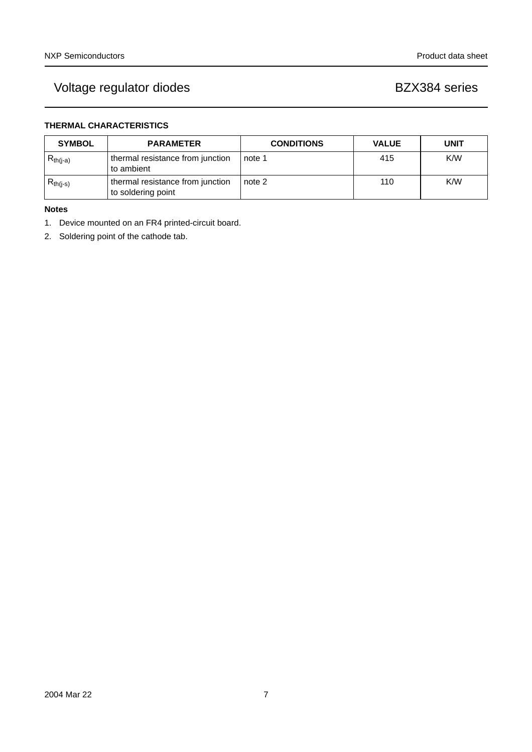### THERMAL CHARACTERISTICS

| SYMBOL | PARAMETER | CONDITIONS | VALUE | UNIT |
|---|---|---|---|---|
| $R_{th(j-a)}$ | thermal resistance from junction to ambient | note 1 | 415 | K/W |
| $R_{th(j-s)}$ | thermal resistance from junction to soldering point | note 2 | 110 | K/W |

**Notes**

1. Device mounted on an FR4 printed-circuit board.
2. Soldering point of the cathode tab.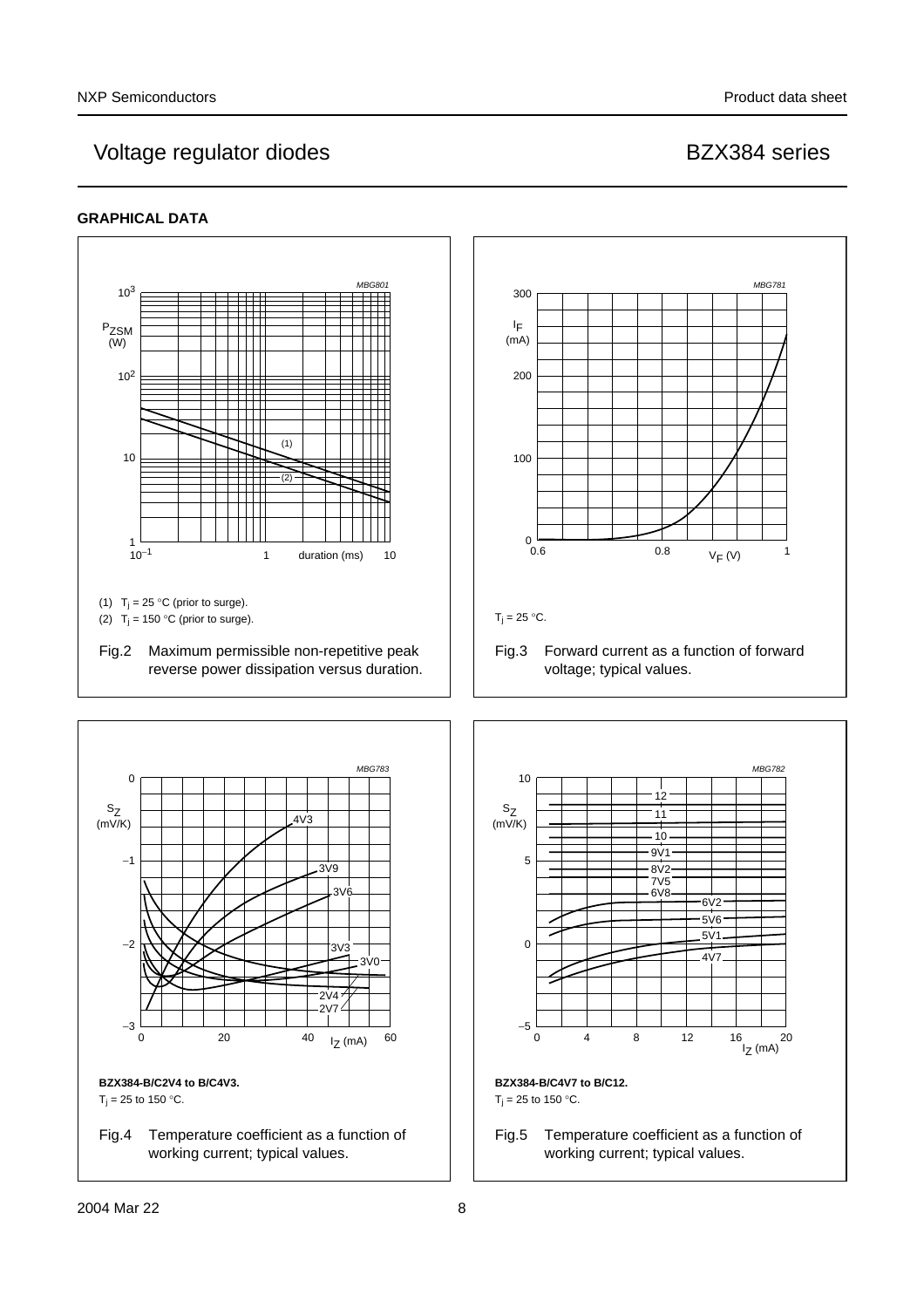## GRAPHICAL DATA

(1) $T_j$ = 25 °C (prior to surge).
(2) $T_j$ = 150 °C (prior to surge).

Fig.2 Maximum permissible non-repetitive peak reverse power dissipation versus duration.

$T_j$ = 25 °C.

Fig.3 Forward current as a function of forward voltage; typical values.

**BZX384-B/C2V4 to B/C4V3.**

$T_j$ = 25 to 150 °C.

Fig.4 Temperature coefficient as a function of working current; typical values.

**BZX384-B/C4V7 to B/C12.**

$T_j$ = 25 to 150 °C.

Fig.5 Temperature coefficient as a function of working current; typical values.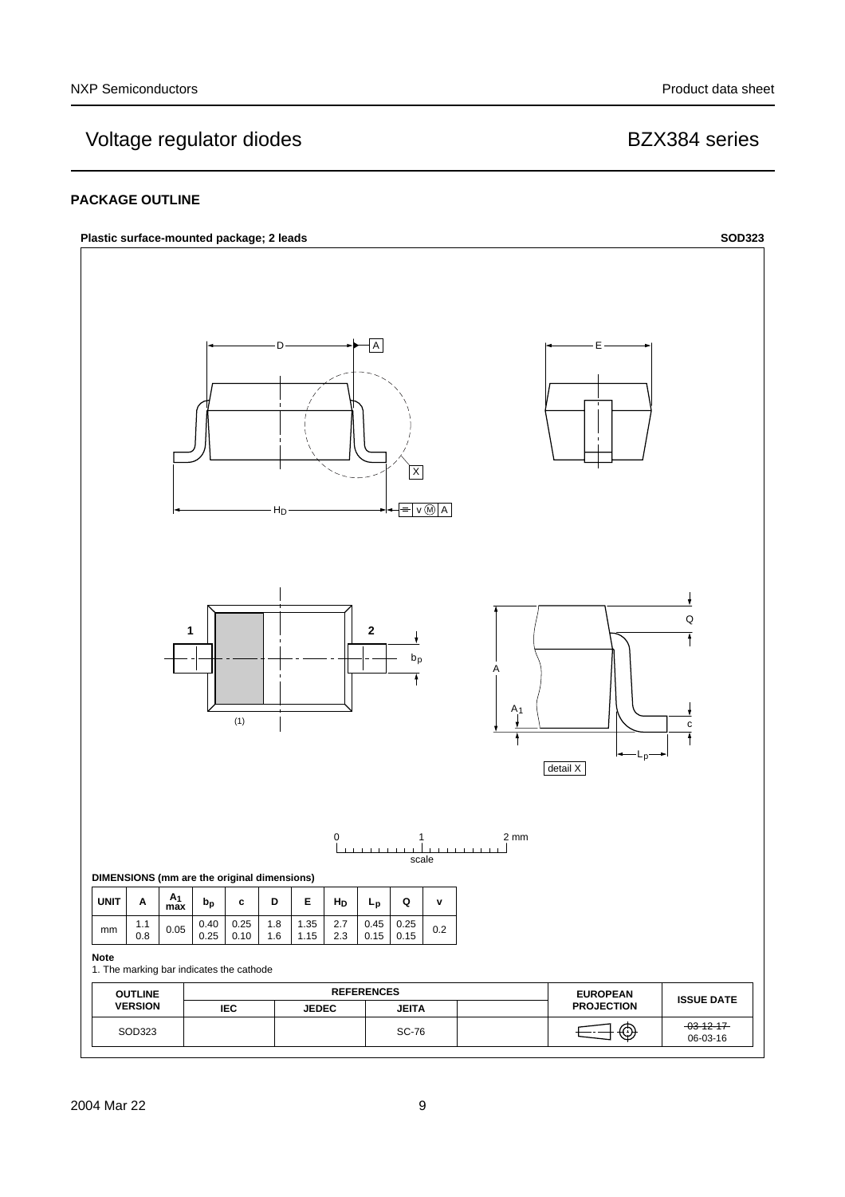## PACKAGE OUTLINE

**Plastic surface-mounted package; 2 leads** **SOD323**

DIMENSIONS (mm are the original dimensions)

| UNIT | A | $A_1$ max | $b_p$ | c | D | E | $H_D$ | $L_p$ | Q | v |
|---|---|---|---|---|---|---|---|---|---|---|
| mm | 1.1<br>0.8 | 0.05 | 0.40<br>0.25 | 0.25<br>0.10 | 1.8<br>1.6 | 1.35<br>1.15 | 2.7<br>2.3 | 0.45<br>0.15 | 0.25<br>0.15 | 0.2 |

**Note**

1. The marking bar indicates the cathode

| OUTLINE VERSION | REFERENCES | | | | EUROPEAN PROJECTION | ISSUE DATE |
|---|---|---|---|---|---|---|
| | IEC | JEDEC | JEITA | | | |
| SOD323 | | | SC-76 | | | ~~03-12-17~~<br>06-03-16 |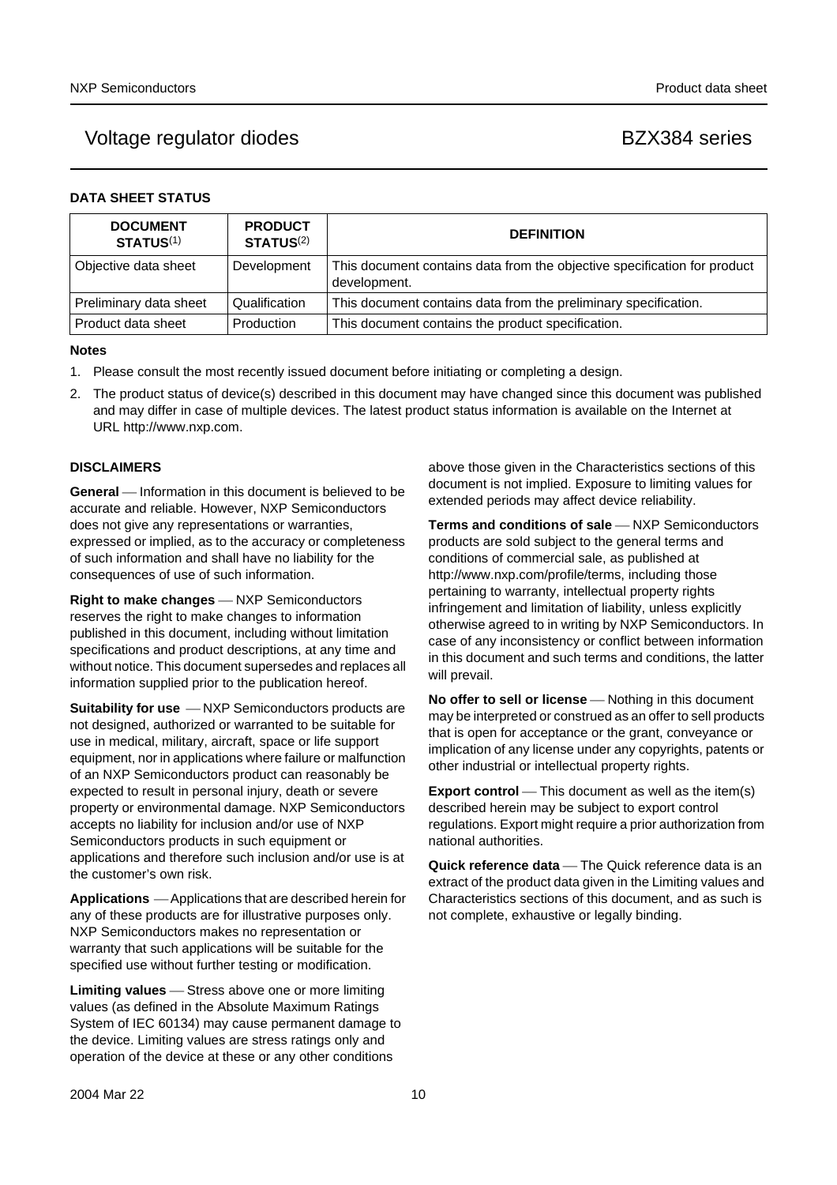## DATA SHEET STATUS

| DOCUMENT STATUS(1) | PRODUCT STATUS(2) | DEFINITION |
|---|---|---|
| Objective data sheet | Development | This document contains data from the objective specification for product development. |
| Preliminary data sheet | Qualification | This document contains data from the preliminary specification. |
| Product data sheet | Production | This document contains the product specification. |

**Notes**

1. Please consult the most recently issued document before initiating or completing a design.
2. The product status of device(s) described in this document may have changed since this document was published and may differ in case of multiple devices. The latest product status information is available on the Internet at URL http://www.nxp.com.

## DISCLAIMERS

**General** — Information in this document is believed to be accurate and reliable. However, NXP Semiconductors does not give any representations or warranties, expressed or implied, as to the accuracy or completeness of such information and shall have no liability for the consequences of use of such information.

**Right to make changes** — NXP Semiconductors reserves the right to make changes to information published in this document, including without limitation specifications and product descriptions, at any time and without notice. This document supersedes and replaces all information supplied prior to the publication hereof.

**Suitability for use** — NXP Semiconductors products are not designed, authorized or warranted to be suitable for use in medical, military, aircraft, space or life support equipment, nor in applications where failure or malfunction of an NXP Semiconductors product can reasonably be expected to result in personal injury, death or severe property or environmental damage. NXP Semiconductors accepts no liability for inclusion and/or use of NXP Semiconductors products in such equipment or applications and therefore such inclusion and/or use is at the customer's own risk.

**Applications** — Applications that are described herein for any of these products are for illustrative purposes only. NXP Semiconductors makes no representation or warranty that such applications will be suitable for the specified use without further testing or modification.

**Limiting values** — Stress above one or more limiting values (as defined in the Absolute Maximum Ratings System of IEC 60134) may cause permanent damage to the device. Limiting values are stress ratings only and operation of the device at these or any other conditions above those given in the Characteristics sections of this document is not implied. Exposure to limiting values for extended periods may affect device reliability.

**Terms and conditions of sale** — NXP Semiconductors products are sold subject to the general terms and conditions of commercial sale, as published at http://www.nxp.com/profile/terms, including those pertaining to warranty, intellectual property rights infringement and limitation of liability, unless explicitly otherwise agreed to in writing by NXP Semiconductors. In case of any inconsistency or conflict between information in this document and such terms and conditions, the latter will prevail.

**No offer to sell or license** — Nothing in this document may be interpreted or construed as an offer to sell products that is open for acceptance or the grant, conveyance or implication of any license under any copyrights, patents or other industrial or intellectual property rights.

**Export control** — This document as well as the item(s) described herein may be subject to export control regulations. Export might require a prior authorization from national authorities.

**Quick reference data** — The Quick reference data is an extract of the product data given in the Limiting values and Characteristics sections of this document, and as such is not complete, exhaustive or legally binding.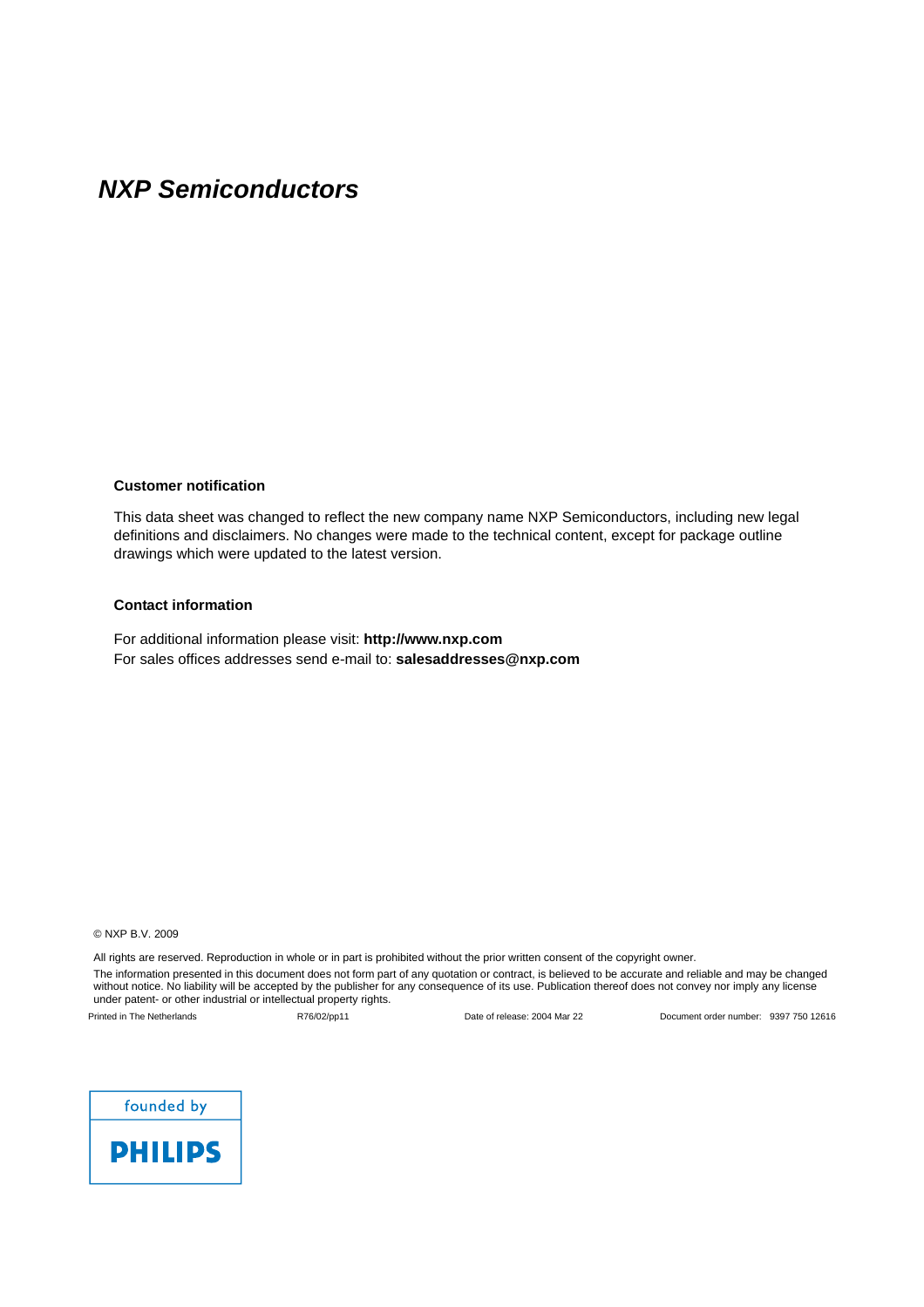# *NXP Semiconductors*

### Customer notification

This data sheet was changed to reflect the new company name NXP Semiconductors, including new legal definitions and disclaimers. No changes were made to the technical content, except for package outline drawings which were updated to the latest version.

### Contact information

For additional information please visit: **http://www.nxp.com**
For sales offices addresses send e-mail to: **salesaddresses@nxp.com**

© NXP B.V. 2009

All rights are reserved. Reproduction in whole or in part is prohibited without the prior written consent of the copyright owner.

The information presented in this document does not form part of any quotation or contract, is believed to be accurate and reliable and may be changed without notice. No liability will be accepted by the publisher for any consequence of its use. Publication thereof does not convey nor imply any license under patent- or other industrial or intellectual property rights.

Printed in The Netherlands R76/02/pp11 Date of release: 2004 Mar 22 Document order number: 9397 750 12616

founded by

PHILIPS